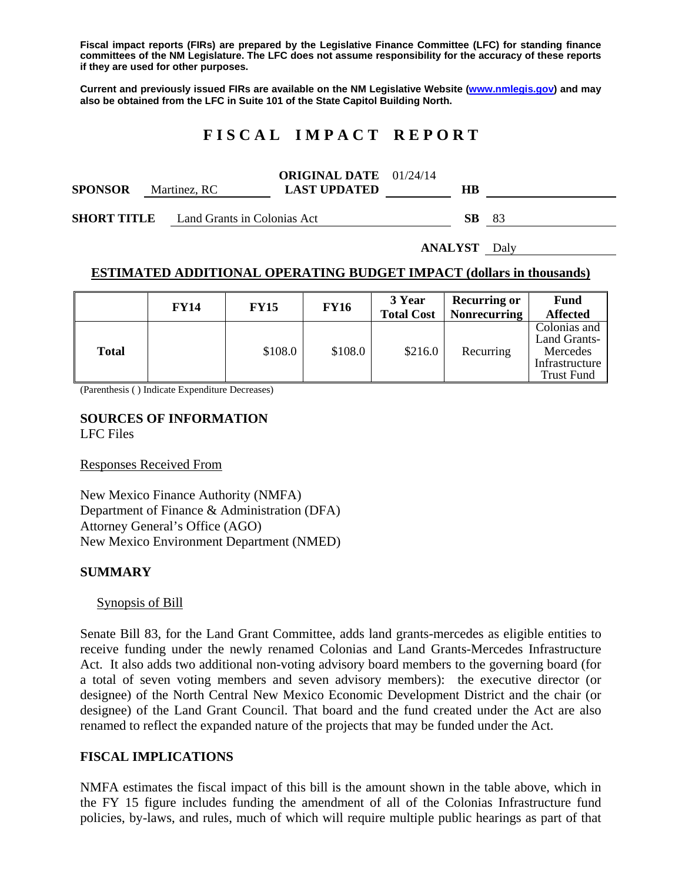**Fiscal impact reports (FIRs) are prepared by the Legislative Finance Committee (LFC) for standing finance committees of the NM Legislature. The LFC does not assume responsibility for the accuracy of these reports if they are used for other purposes.**

**Current and previously issued FIRs are available on the NM Legislative Website (www.nmlegis.gov) and may also be obtained from the LFC in Suite 101 of the State Capitol Building North.**

# F I S C A L   I M P A C T   R E P O R T

**SPONSOR** Martinez, RC  **ORIGINAL DATE** 01/24/14  **LAST UPDATED**  **HB**

**SHORT TITLE** Land Grants in Colonias Act  **SB** 83

**ANALYST** Daly

## ESTIMATED ADDITIONAL OPERATING BUDGET IMPACT (dollars in thousands)

| | FY14 | FY15 | FY16 | 3 Year Total Cost | Recurring or Nonrecurring | Fund Affected |
|---|---|---|---|---|---|---|
| **Total** | | $108.0 | $108.0 | $216.0 | Recurring | Colonias and Land Grants-Mercedes Infrastructure Trust Fund |

(Parenthesis ( ) Indicate Expenditure Decreases)

**SOURCES OF INFORMATION**
LFC Files

Responses Received From

New Mexico Finance Authority (NMFA)
Department of Finance & Administration (DFA)
Attorney General's Office (AGO)
New Mexico Environment Department (NMED)

## SUMMARY

Synopsis of Bill

Senate Bill 83, for the Land Grant Committee, adds land grants-mercedes as eligible entities to receive funding under the newly renamed Colonias and Land Grants-Mercedes Infrastructure Act. It also adds two additional non-voting advisory board members to the governing board (for a total of seven voting members and seven advisory members): the executive director (or designee) of the North Central New Mexico Economic Development District and the chair (or designee) of the Land Grant Council. That board and the fund created under the Act are also renamed to reflect the expanded nature of the projects that may be funded under the Act.

## FISCAL IMPLICATIONS

NMFA estimates the fiscal impact of this bill is the amount shown in the table above, which in the FY 15 figure includes funding the amendment of all of the Colonias Infrastructure fund policies, by-laws, and rules, much of which will require multiple public hearings as part of that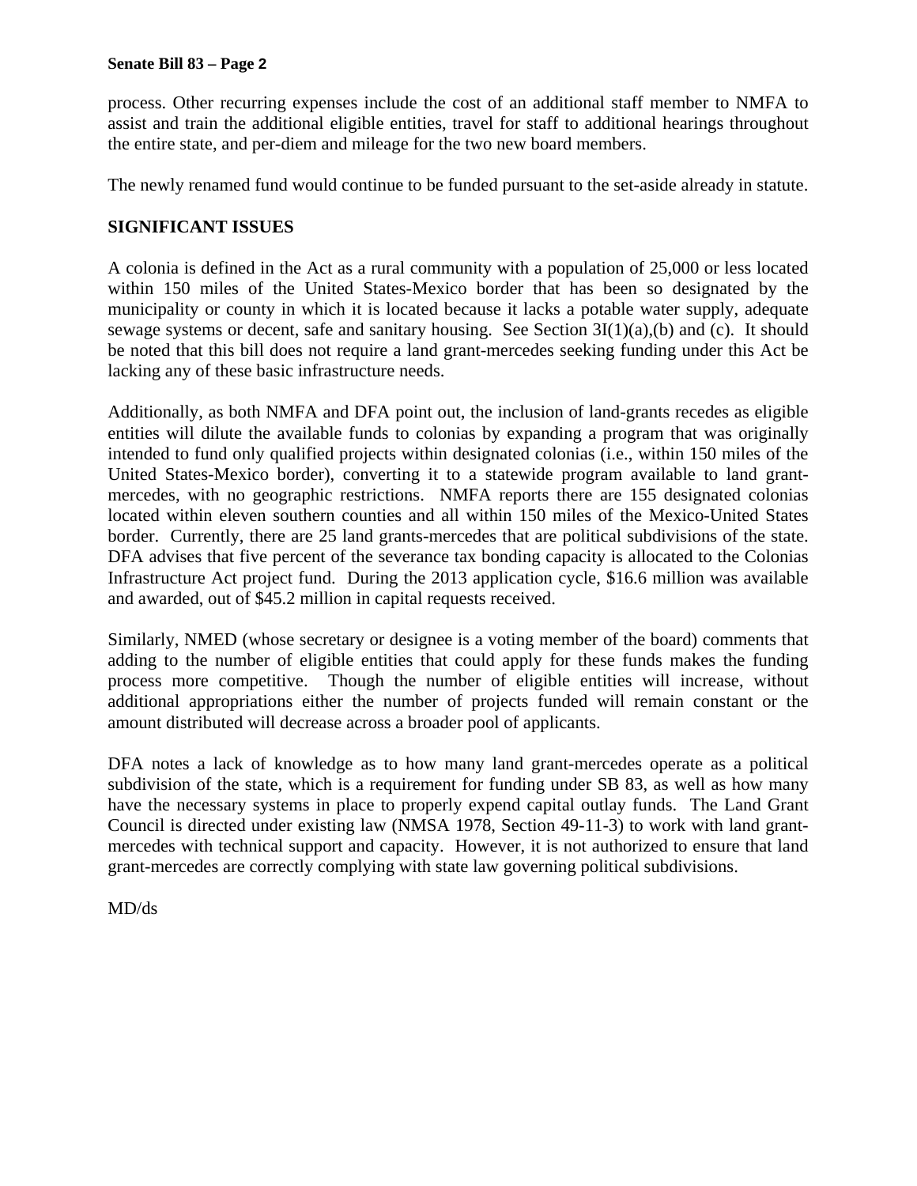process. Other recurring expenses include the cost of an additional staff member to NMFA to assist and train the additional eligible entities, travel for staff to additional hearings throughout the entire state, and per-diem and mileage for the two new board members.

The newly renamed fund would continue to be funded pursuant to the set-aside already in statute.

**SIGNIFICANT ISSUES**

A colonia is defined in the Act as a rural community with a population of 25,000 or less located within 150 miles of the United States-Mexico border that has been so designated by the municipality or county in which it is located because it lacks a potable water supply, adequate sewage systems or decent, safe and sanitary housing. See Section 3I(1)(a),(b) and (c). It should be noted that this bill does not require a land grant-mercedes seeking funding under this Act be lacking any of these basic infrastructure needs.

Additionally, as both NMFA and DFA point out, the inclusion of land-grants recedes as eligible entities will dilute the available funds to colonias by expanding a program that was originally intended to fund only qualified projects within designated colonias (i.e., within 150 miles of the United States-Mexico border), converting it to a statewide program available to land grant-mercedes, with no geographic restrictions. NMFA reports there are 155 designated colonias located within eleven southern counties and all within 150 miles of the Mexico-United States border. Currently, there are 25 land grants-mercedes that are political subdivisions of the state. DFA advises that five percent of the severance tax bonding capacity is allocated to the Colonias Infrastructure Act project fund. During the 2013 application cycle, $16.6 million was available and awarded, out of $45.2 million in capital requests received.

Similarly, NMED (whose secretary or designee is a voting member of the board) comments that adding to the number of eligible entities that could apply for these funds makes the funding process more competitive. Though the number of eligible entities will increase, without additional appropriations either the number of projects funded will remain constant or the amount distributed will decrease across a broader pool of applicants.

DFA notes a lack of knowledge as to how many land grant-mercedes operate as a political subdivision of the state, which is a requirement for funding under SB 83, as well as how many have the necessary systems in place to properly expend capital outlay funds. The Land Grant Council is directed under existing law (NMSA 1978, Section 49-11-3) to work with land grant-mercedes with technical support and capacity. However, it is not authorized to ensure that land grant-mercedes are correctly complying with state law governing political subdivisions.

MD/ds